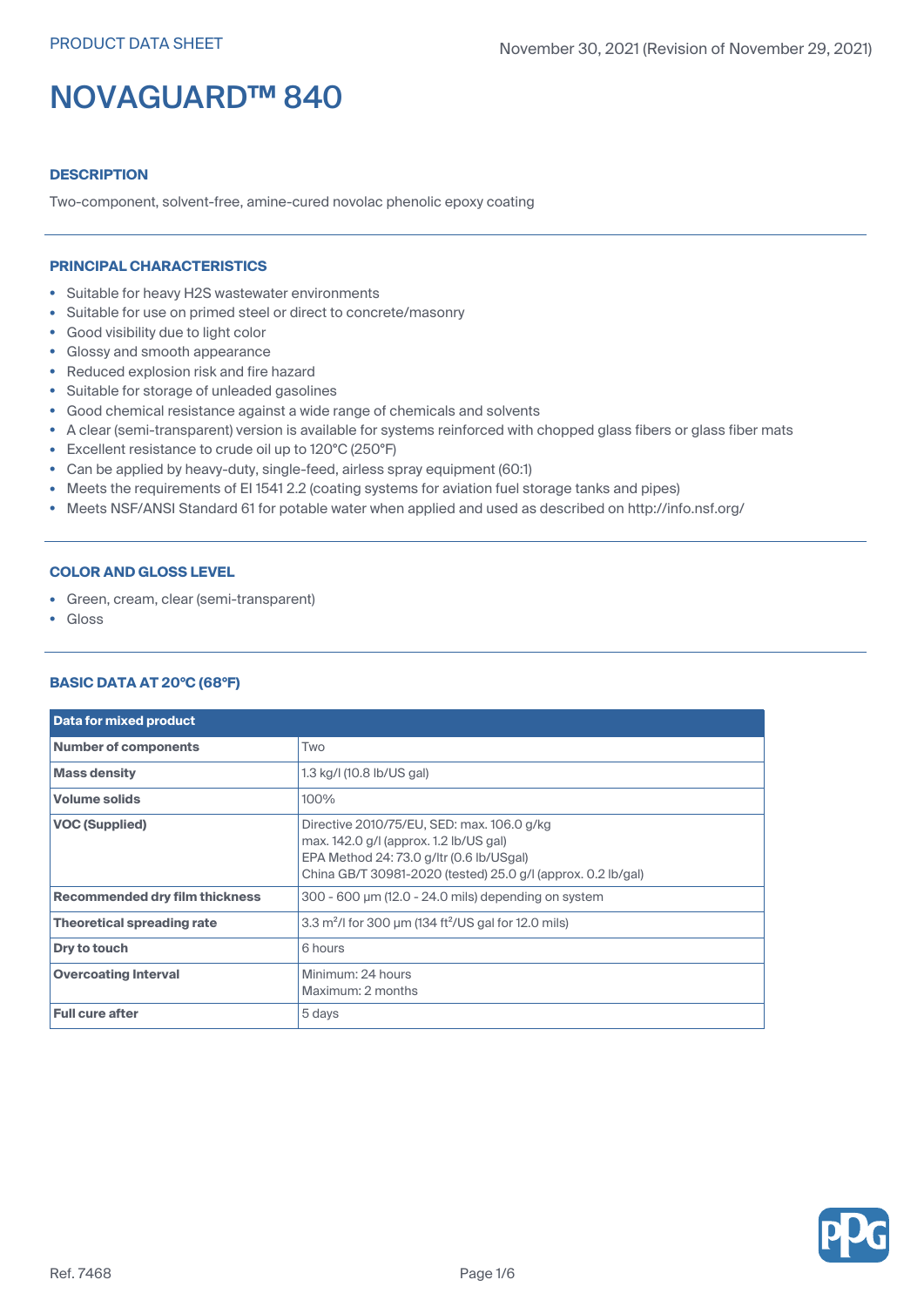PRODUCT DATA SHEET

November 30, 2021 (Revision of November 29, 2021)

# NOVAGUARD™ 840

## DESCRIPTION

Two-component, solvent-free, amine-cured novolac phenolic epoxy coating

## PRINCIPAL CHARACTERISTICS

- Suitable for heavy H2S wastewater environments
- Suitable for use on primed steel or direct to concrete/masonry
- Good visibility due to light color
- Glossy and smooth appearance
- Reduced explosion risk and fire hazard
- Suitable for storage of unleaded gasolines
- Good chemical resistance against a wide range of chemicals and solvents
- A clear (semi-transparent) version is available for systems reinforced with chopped glass fibers or glass fiber mats
- Excellent resistance to crude oil up to 120°C (250°F)
- Can be applied by heavy-duty, single-feed, airless spray equipment (60:1)
- Meets the requirements of EI 1541 2.2 (coating systems for aviation fuel storage tanks and pipes)
- Meets NSF/ANSI Standard 61 for potable water when applied and used as described on http://info.nsf.org/

## COLOR AND GLOSS LEVEL

- Green, cream, clear (semi-transparent)
- Gloss

## BASIC DATA AT 20°C (68°F)

| Data for mixed product | |
|---|---|
| **Number of components** | Two |
| **Mass density** | 1.3 kg/l (10.8 lb/US gal) |
| **Volume solids** | 100% |
| **VOC (Supplied)** | Directive 2010/75/EU, SED: max. 106.0 g/kg<br>max. 142.0 g/l (approx. 1.2 lb/US gal)<br>EPA Method 24: 73.0 g/ltr (0.6 lb/USgal)<br>China GB/T 30981-2020 (tested) 25.0 g/l (approx. 0.2 lb/gal) |
| **Recommended dry film thickness** | 300 - 600 µm (12.0 - 24.0 mils) depending on system |
| **Theoretical spreading rate** | 3.3 m²/l for 300 µm (134 ft²/US gal for 12.0 mils) |
| **Dry to touch** | 6 hours |
| **Overcoating Interval** | Minimum: 24 hours<br>Maximum: 2 months |
| **Full cure after** | 5 days |

Ref. 7468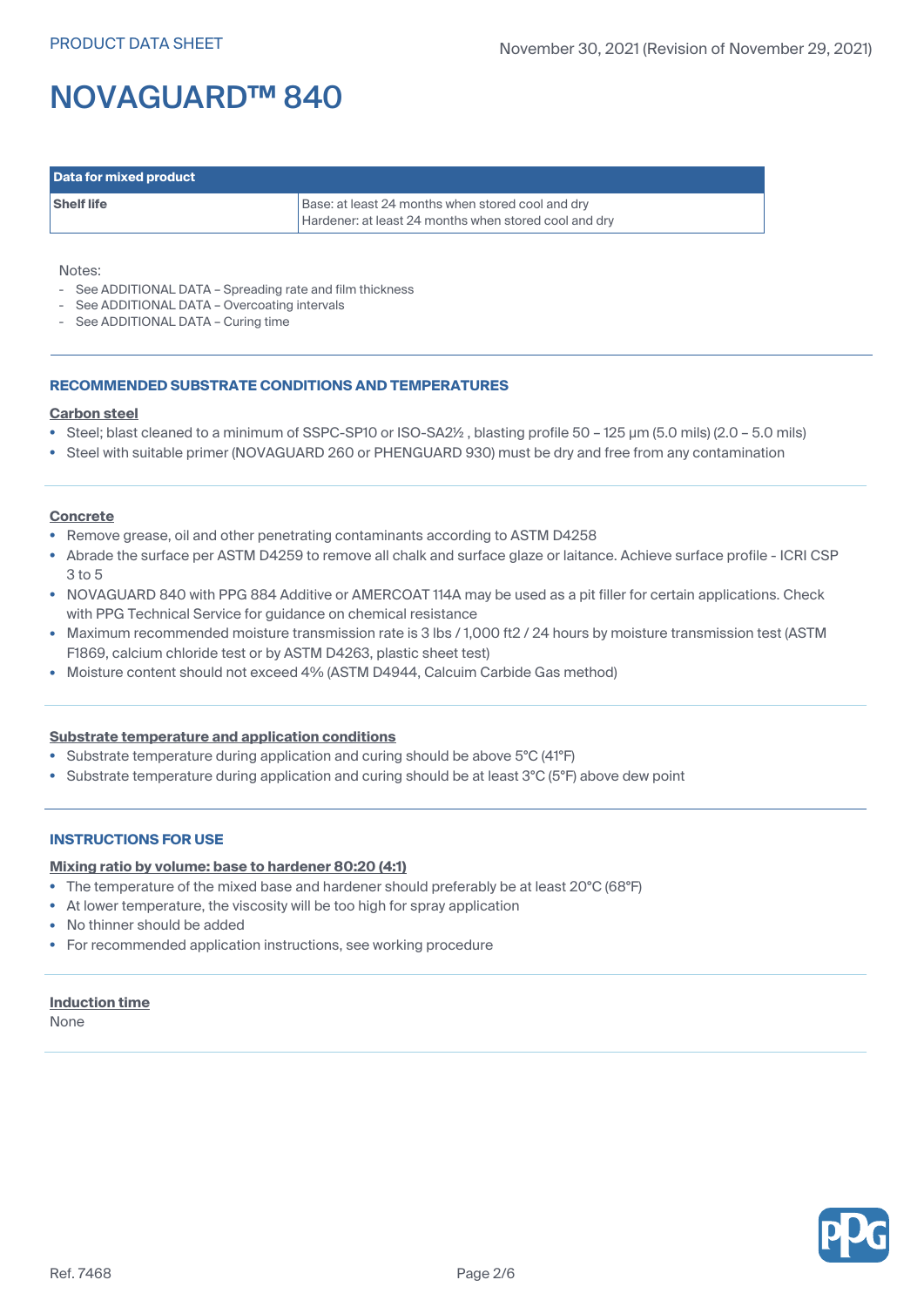| Data for mixed product | |
|---|---|
| **Shelf life** | Base: at least 24 months when stored cool and dry<br>Hardener: at least 24 months when stored cool and dry |

Notes:

- See ADDITIONAL DATA – Spreading rate and film thickness
- See ADDITIONAL DATA – Overcoating intervals
- See ADDITIONAL DATA – Curing time

## RECOMMENDED SUBSTRATE CONDITIONS AND TEMPERATURES

### Carbon steel

- Steel; blast cleaned to a minimum of SSPC-SP10 or ISO-SA2½ , blasting profile 50 – 125 µm (5.0 mils) (2.0 – 5.0 mils)
- Steel with suitable primer (NOVAGUARD 260 or PHENGUARD 930) must be dry and free from any contamination

### Concrete

- Remove grease, oil and other penetrating contaminants according to ASTM D4258
- Abrade the surface per ASTM D4259 to remove all chalk and surface glaze or laitance. Achieve surface profile - ICRI CSP 3 to 5
- NOVAGUARD 840 with PPG 884 Additive or AMERCOAT 114A may be used as a pit filler for certain applications. Check with PPG Technical Service for guidance on chemical resistance
- Maximum recommended moisture transmission rate is 3 lbs / 1,000 ft2 / 24 hours by moisture transmission test (ASTM F1869, calcium chloride test or by ASTM D4263, plastic sheet test)
- Moisture content should not exceed 4% (ASTM D4944, Calcuim Carbide Gas method)

### Substrate temperature and application conditions

- Substrate temperature during application and curing should be above 5°C (41°F)
- Substrate temperature during application and curing should be at least 3°C (5°F) above dew point

## INSTRUCTIONS FOR USE

### Mixing ratio by volume: base to hardener 80:20 (4:1)

- The temperature of the mixed base and hardener should preferably be at least 20°C (68°F)
- At lower temperature, the viscosity will be too high for spray application
- No thinner should be added
- For recommended application instructions, see working procedure

### Induction time

None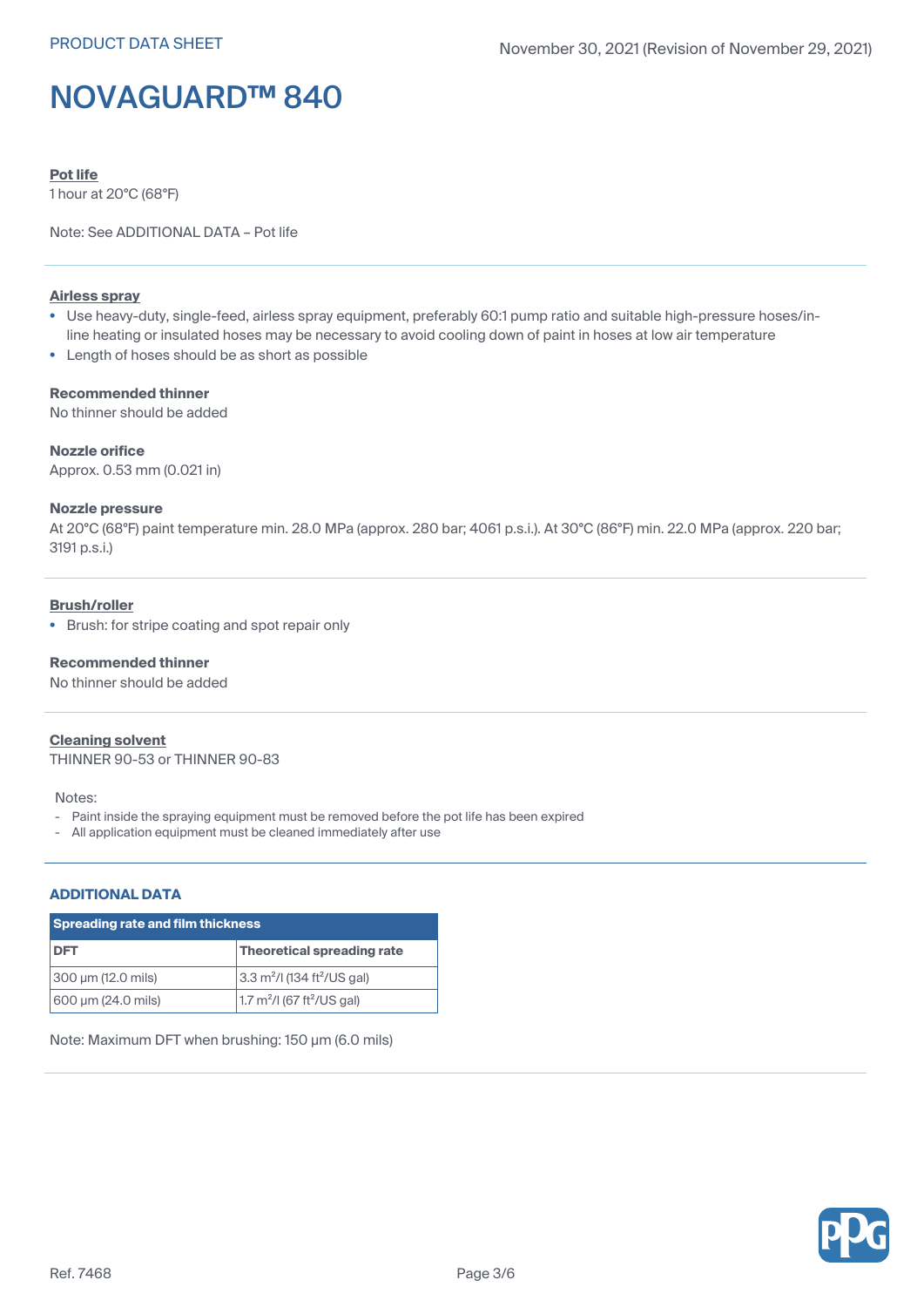**Pot life**

1 hour at 20°C (68°F)

Note: See ADDITIONAL DATA – Pot life

**Airless spray**

- Use heavy-duty, single-feed, airless spray equipment, preferably 60:1 pump ratio and suitable high-pressure hoses/in-line heating or insulated hoses may be necessary to avoid cooling down of paint in hoses at low air temperature
- Length of hoses should be as short as possible

**Recommended thinner**

No thinner should be added

**Nozzle orifice**

Approx. 0.53 mm (0.021 in)

**Nozzle pressure**

At 20°C (68°F) paint temperature min. 28.0 MPa (approx. 280 bar; 4061 p.s.i.). At 30°C (86°F) min. 22.0 MPa (approx. 220 bar; 3191 p.s.i.)

**Brush/roller**

- Brush: for stripe coating and spot repair only

**Recommended thinner**

No thinner should be added

**Cleaning solvent**

THINNER 90-53 or THINNER 90-83

Notes:

- Paint inside the spraying equipment must be removed before the pot life has been expired
- All application equipment must be cleaned immediately after use

## ADDITIONAL DATA

| Spreading rate and film thickness | |
|---|---|
| **DFT** | **Theoretical spreading rate** |
| 300 µm (12.0 mils) | 3.3 m²/l (134 ft²/US gal) |
| 600 µm (24.0 mils) | 1.7 m²/l (67 ft²/US gal) |

Note: Maximum DFT when brushing: 150 µm (6.0 mils)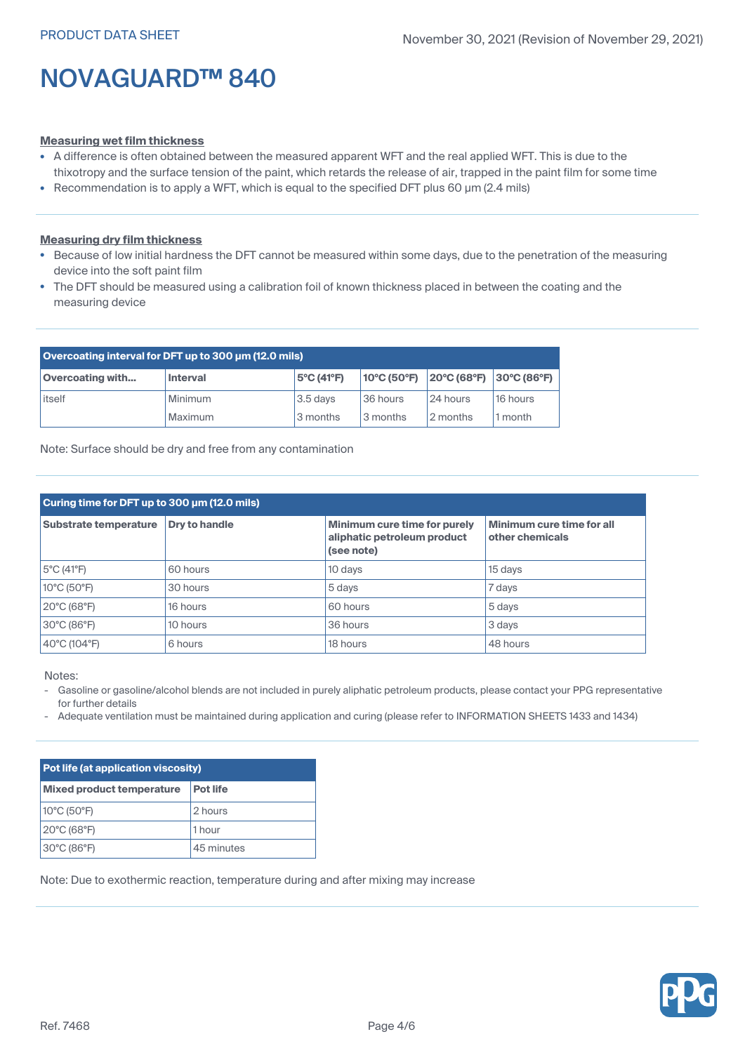### Measuring wet film thickness

- A difference is often obtained between the measured apparent WFT and the real applied WFT. This is due to the thixotropy and the surface tension of the paint, which retards the release of air, trapped in the paint film for some time
- Recommendation is to apply a WFT, which is equal to the specified DFT plus 60 µm (2.4 mils)

### Measuring dry film thickness

- Because of low initial hardness the DFT cannot be measured within some days, due to the penetration of the measuring device into the soft paint film
- The DFT should be measured using a calibration foil of known thickness placed in between the coating and the measuring device

**Overcoating interval for DFT up to 300 µm (12.0 mils)**

| Overcoating with... | Interval | 5°C (41°F) | 10°C (50°F) | 20°C (68°F) | 30°C (86°F) |
|---|---|---|---|---|---|
| itself | Minimum | 3.5 days | 36 hours | 24 hours | 16 hours |
| | Maximum | 3 months | 3 months | 2 months | 1 month |

Note: Surface should be dry and free from any contamination

**Curing time for DFT up to 300 µm (12.0 mils)**

| Substrate temperature | Dry to handle | Minimum cure time for purely aliphatic petroleum product (see note) | Minimum cure time for all other chemicals |
|---|---|---|---|
| 5°C (41°F) | 60 hours | 10 days | 15 days |
| 10°C (50°F) | 30 hours | 5 days | 7 days |
| 20°C (68°F) | 16 hours | 60 hours | 5 days |
| 30°C (86°F) | 10 hours | 36 hours | 3 days |
| 40°C (104°F) | 6 hours | 18 hours | 48 hours |

Notes:

- Gasoline or gasoline/alcohol blends are not included in purely aliphatic petroleum products, please contact your PPG representative for further details
- Adequate ventilation must be maintained during application and curing (please refer to INFORMATION SHEETS 1433 and 1434)

**Pot life (at application viscosity)**

| Mixed product temperature | Pot life |
|---|---|
| 10°C (50°F) | 2 hours |
| 20°C (68°F) | 1 hour |
| 30°C (86°F) | 45 minutes |

Note: Due to exothermic reaction, temperature during and after mixing may increase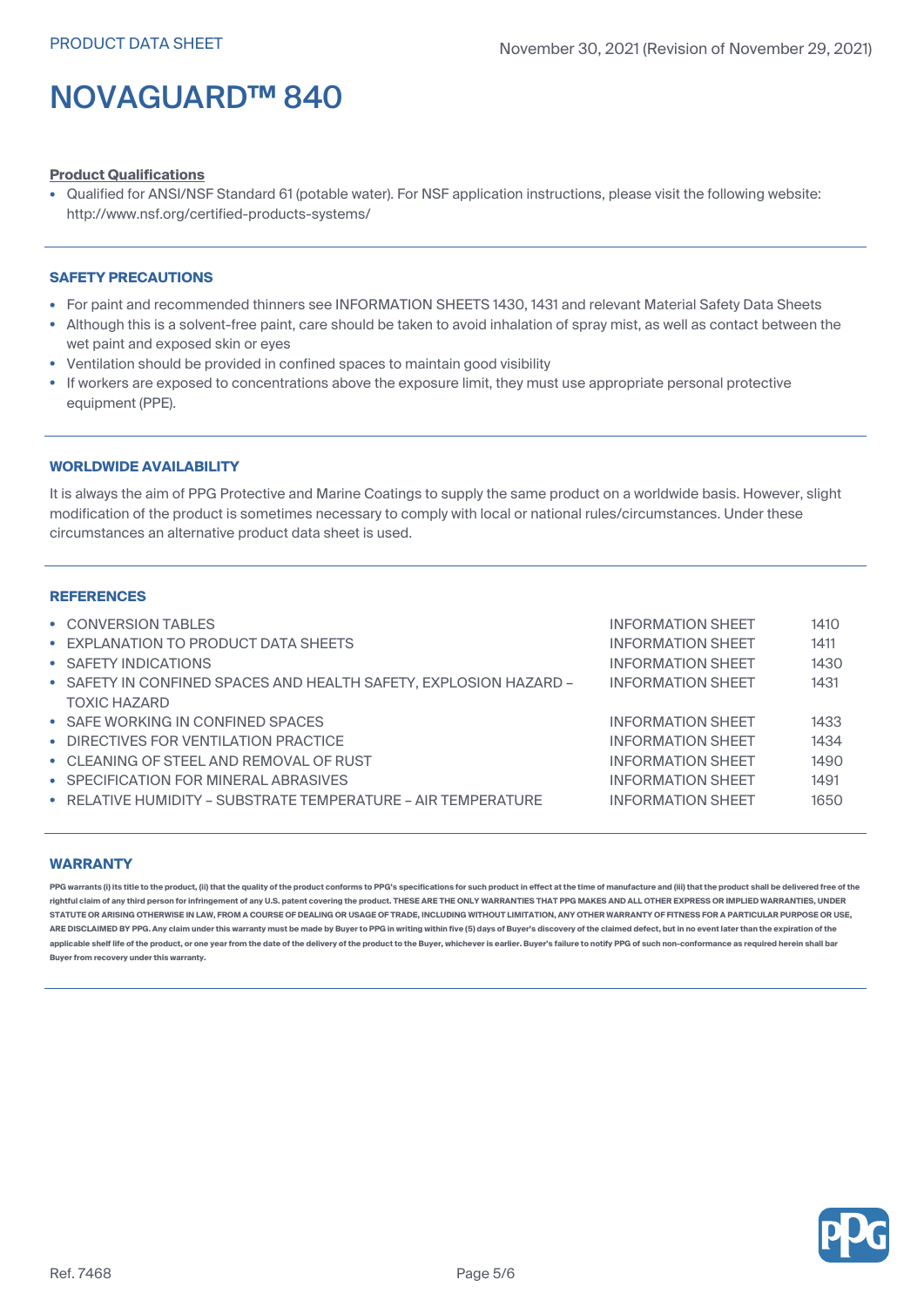**Product Qualifications**

- Qualified for ANSI/NSF Standard 61 (potable water). For NSF application instructions, please visit the following website: http://www.nsf.org/certified-products-systems/

## SAFETY PRECAUTIONS

- For paint and recommended thinners see INFORMATION SHEETS 1430, 1431 and relevant Material Safety Data Sheets
- Although this is a solvent-free paint, care should be taken to avoid inhalation of spray mist, as well as contact between the wet paint and exposed skin or eyes
- Ventilation should be provided in confined spaces to maintain good visibility
- If workers are exposed to concentrations above the exposure limit, they must use appropriate personal protective equipment (PPE).

## WORLDWIDE AVAILABILITY

It is always the aim of PPG Protective and Marine Coatings to supply the same product on a worldwide basis. However, slight modification of the product is sometimes necessary to comply with local or national rules/circumstances. Under these circumstances an alternative product data sheet is used.

## REFERENCES

| | | |
|---|---|---|
| • CONVERSION TABLES | INFORMATION SHEET | 1410 |
| • EXPLANATION TO PRODUCT DATA SHEETS | INFORMATION SHEET | 1411 |
| • SAFETY INDICATIONS | INFORMATION SHEET | 1430 |
| • SAFETY IN CONFINED SPACES AND HEALTH SAFETY, EXPLOSION HAZARD – TOXIC HAZARD | INFORMATION SHEET | 1431 |
| • SAFE WORKING IN CONFINED SPACES | INFORMATION SHEET | 1433 |
| • DIRECTIVES FOR VENTILATION PRACTICE | INFORMATION SHEET | 1434 |
| • CLEANING OF STEEL AND REMOVAL OF RUST | INFORMATION SHEET | 1490 |
| • SPECIFICATION FOR MINERAL ABRASIVES | INFORMATION SHEET | 1491 |
| • RELATIVE HUMIDITY – SUBSTRATE TEMPERATURE – AIR TEMPERATURE | INFORMATION SHEET | 1650 |

## WARRANTY

PPG warrants (i) its title to the product, (ii) that the quality of the product conforms to PPG's specifications for such product in effect at the time of manufacture and (iii) that the product shall be delivered free of the rightful claim of any third person for infringement of any U.S. patent covering the product. THESE ARE THE ONLY WARRANTIES THAT PPG MAKES AND ALL OTHER EXPRESS OR IMPLIED WARRANTIES, UNDER STATUTE OR ARISING OTHERWISE IN LAW, FROM A COURSE OF DEALING OR USAGE OF TRADE, INCLUDING WITHOUT LIMITATION, ANY OTHER WARRANTY OF FITNESS FOR A PARTICULAR PURPOSE OR USE, ARE DISCLAIMED BY PPG. Any claim under this warranty must be made by Buyer to PPG in writing within five (5) days of Buyer's discovery of the claimed defect, but in no event later than the expiration of the applicable shelf life of the product, or one year from the date of the delivery of the product to the Buyer, whichever is earlier. Buyer's failure to notify PPG of such non-conformance as required herein shall bar Buyer from recovery under this warranty.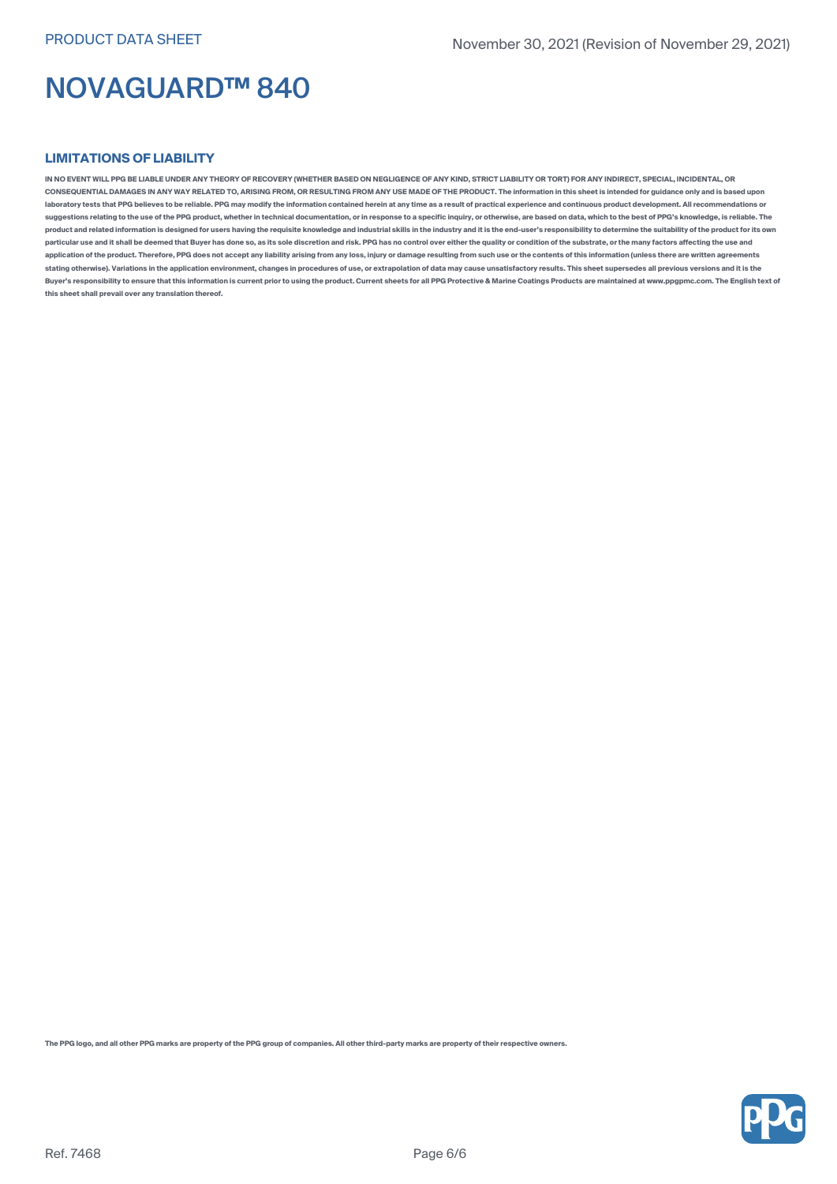# NOVAGUARD™ 840

## LIMITATIONS OF LIABILITY

**IN NO EVENT WILL PPG BE LIABLE UNDER ANY THEORY OF RECOVERY (WHETHER BASED ON NEGLIGENCE OF ANY KIND, STRICT LIABILITY OR TORT) FOR ANY INDIRECT, SPECIAL, INCIDENTAL, OR CONSEQUENTIAL DAMAGES IN ANY WAY RELATED TO, ARISING FROM, OR RESULTING FROM ANY USE MADE OF THE PRODUCT. The information in this sheet is intended for guidance only and is based upon laboratory tests that PPG believes to be reliable. PPG may modify the information contained herein at any time as a result of practical experience and continuous product development. All recommendations or suggestions relating to the use of the PPG product, whether in technical documentation, or in response to a specific inquiry, or otherwise, are based on data, which to the best of PPG's knowledge, is reliable. The product and related information is designed for users having the requisite knowledge and industrial skills in the industry and it is the end-user's responsibility to determine the suitability of the product for its own particular use and it shall be deemed that Buyer has done so, as its sole discretion and risk. PPG has no control over either the quality or condition of the substrate, or the many factors affecting the use and application of the product. Therefore, PPG does not accept any liability arising from any loss, injury or damage resulting from such use or the contents of this information (unless there are written agreements stating otherwise). Variations in the application environment, changes in procedures of use, or extrapolation of data may cause unsatisfactory results. This sheet supersedes all previous versions and it is the Buyer's responsibility to ensure that this information is current prior to using the product. Current sheets for all PPG Protective & Marine Coatings Products are maintained at www.ppgpmc.com. The English text of this sheet shall prevail over any translation thereof.**

**The PPG logo, and all other PPG marks are property of the PPG group of companies. All other third-party marks are property of their respective owners.**